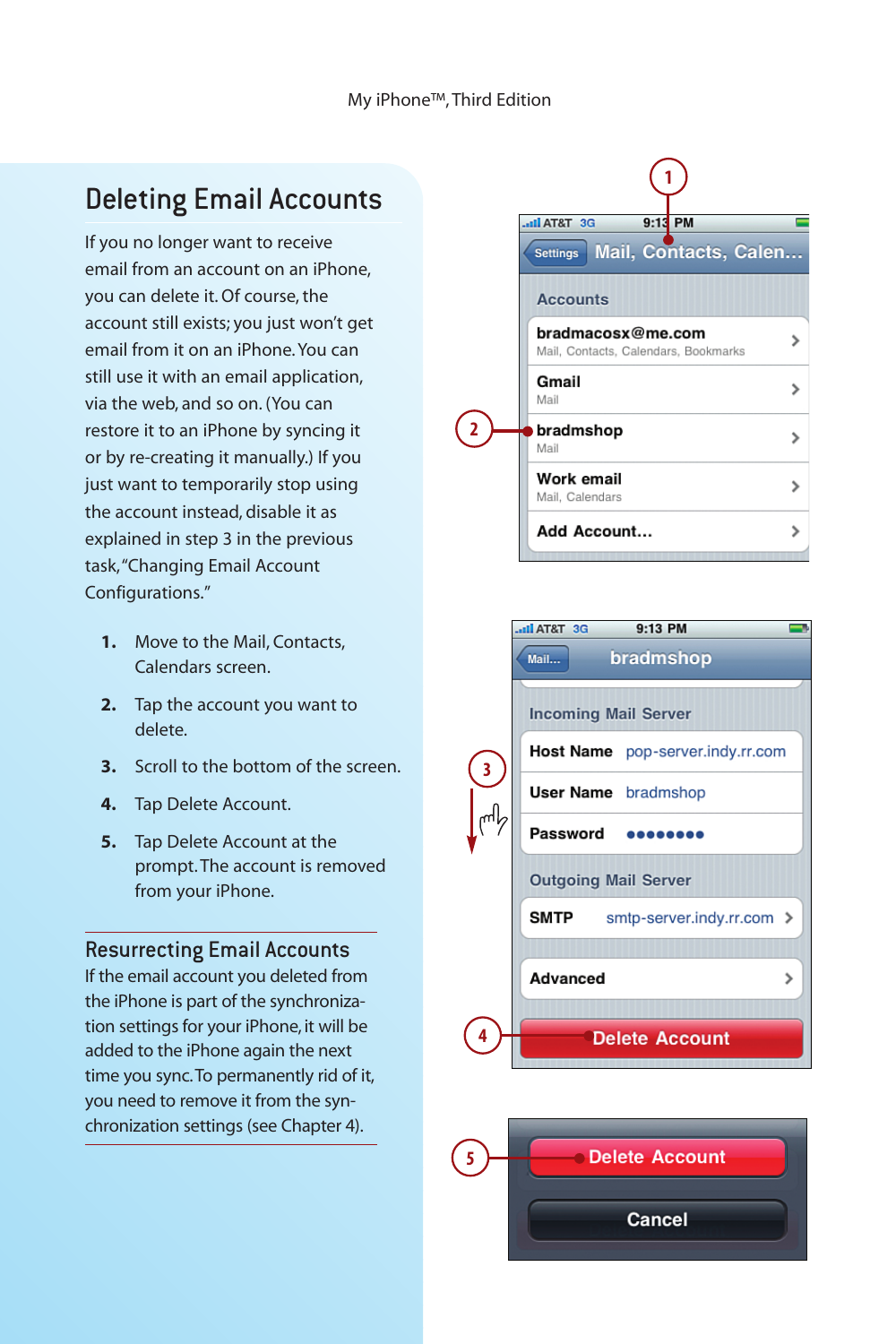## Deleting Email Accounts

If you no longer want to receive email from an account on an iPhone, you can delete it. Of course, the account still exists; you just won't get email from it on an iPhone. You can still use it with an email application, via the web, and so on. (You can restore it to an iPhone by syncing it or by re-creating it manually.) If you just want to temporarily stop using the account instead, disable it as explained in step 3 in the previous task, "Changing Email Account Configurations."

1. Move to the Mail, Contacts, Calendars screen.
2. Tap the account you want to delete.
3. Scroll to the bottom of the screen.
4. Tap Delete Account.
5. Tap Delete Account at the prompt. The account is removed from your iPhone.

### Resurrecting Email Accounts

If the email account you deleted from the iPhone is part of the synchronization settings for your iPhone, it will be added to the iPhone again the next time you sync. To permanently rid of it, you need to remove it from the synchronization settings (see Chapter 4).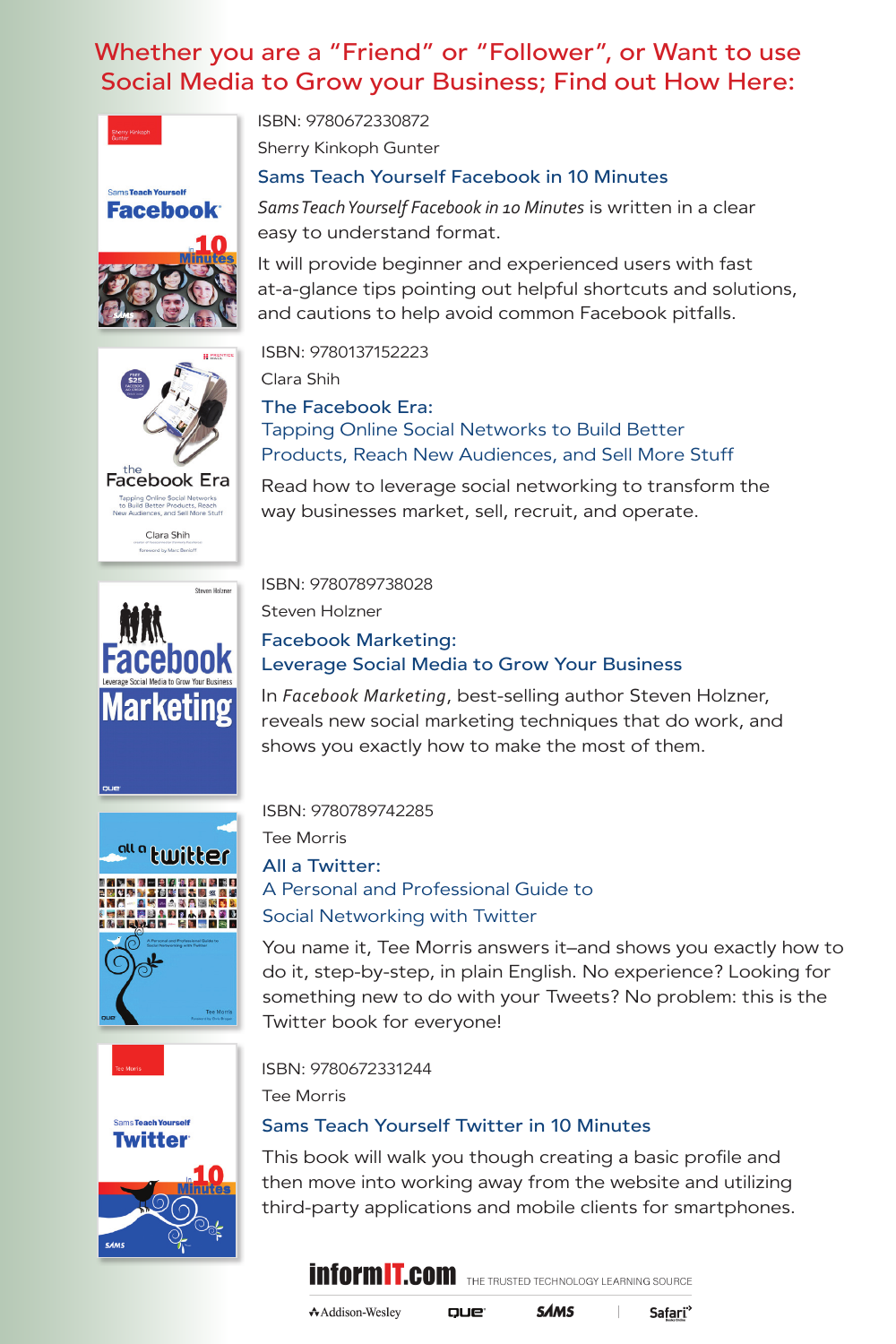# Whether you are a "Friend" or "Follower", or Want to use Social Media to Grow your Business; Find out How Here:

ISBN: 9780672330872

Sherry Kinkoph Gunter

### Sams Teach Yourself Facebook in 10 Minutes

*Sams Teach Yourself Facebook in 10 Minutes* is written in a clear easy to understand format.

It will provide beginner and experienced users with fast at-a-glance tips pointing out helpful shortcuts and solutions, and cautions to help avoid common Facebook pitfalls.

ISBN: 9780137152223

Clara Shih

### The Facebook Era: Tapping Online Social Networks to Build Better Products, Reach New Audiences, and Sell More Stuff

Read how to leverage social networking to transform the way businesses market, sell, recruit, and operate.

ISBN: 9780789738028

Steven Holzner

### Facebook Marketing: Leverage Social Media to Grow Your Business

In *Facebook Marketing*, best-selling author Steven Holzner, reveals new social marketing techniques that do work, and shows you exactly how to make the most of them.

ISBN: 9780789742285

Tee Morris

### All a Twitter: A Personal and Professional Guide to Social Networking with Twitter

You name it, Tee Morris answers it–and shows you exactly how to do it, step-by-step, in plain English. No experience? Looking for something new to do with your Tweets? No problem: this is the Twitter book for everyone!

ISBN: 9780672331244

Tee Morris

### Sams Teach Yourself Twitter in 10 Minutes

This book will walk you though creating a basic profile and then move into working away from the website and utilizing third-party applications and mobile clients for smartphones.

**informIT.com** THE TRUSTED TECHNOLOGY LEARNING SOURCE

Addison-Wesley | QUE | SAMS | Safari